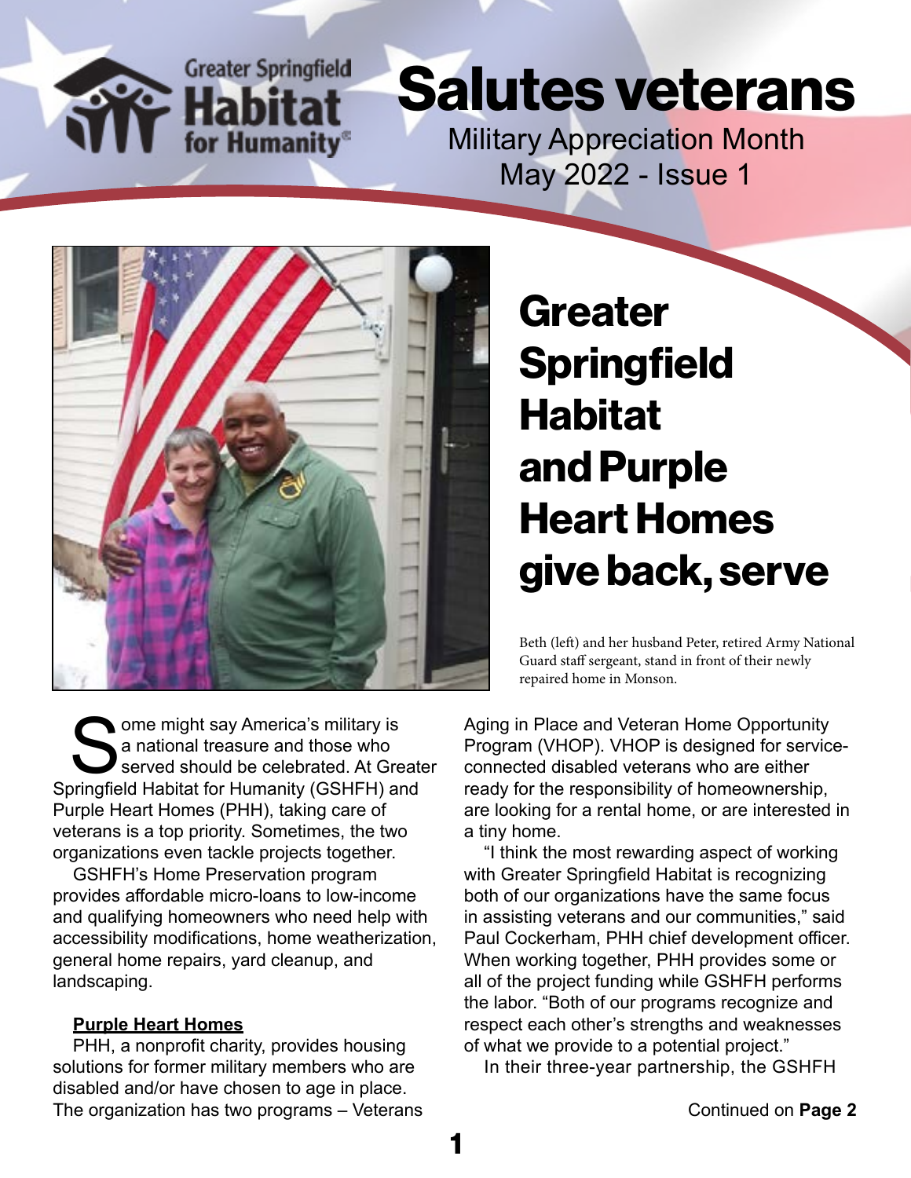Greater Springfield Habitat for Humanity

# Salutes veterans

Military Appreciation Month
May 2022 - Issue 1

## Greater Springfield Habitat and Purple Heart Homes give back, serve

Beth (left) and her husband Peter, retired Army National Guard staff sergeant, stand in front of their newly repaired home in Monson.

Some might say America's military is a national treasure and those who served should be celebrated. At Greater Springfield Habitat for Humanity (GSHFH) and Purple Heart Homes (PHH), taking care of veterans is a top priority. Sometimes, the two organizations even tackle projects together.

GSHFH's Home Preservation program provides affordable micro-loans to low-income and qualifying homeowners who need help with accessibility modifications, home weatherization, general home repairs, yard cleanup, and landscaping.

### Purple Heart Homes

PHH, a nonprofit charity, provides housing solutions for former military members who are disabled and/or have chosen to age in place. The organization has two programs – Veterans Aging in Place and Veteran Home Opportunity Program (VHOP). VHOP is designed for service-connected disabled veterans who are either ready for the responsibility of homeownership, are looking for a rental home, or are interested in a tiny home.

"I think the most rewarding aspect of working with Greater Springfield Habitat is recognizing both of our organizations have the same focus in assisting veterans and our communities," said Paul Cockerham, PHH chief development officer. When working together, PHH provides some or all of the project funding while GSHFH performs the labor. "Both of our programs recognize and respect each other's strengths and weaknesses of what we provide to a potential project."

In their three-year partnership, the GSHFH

Continued on **Page 2**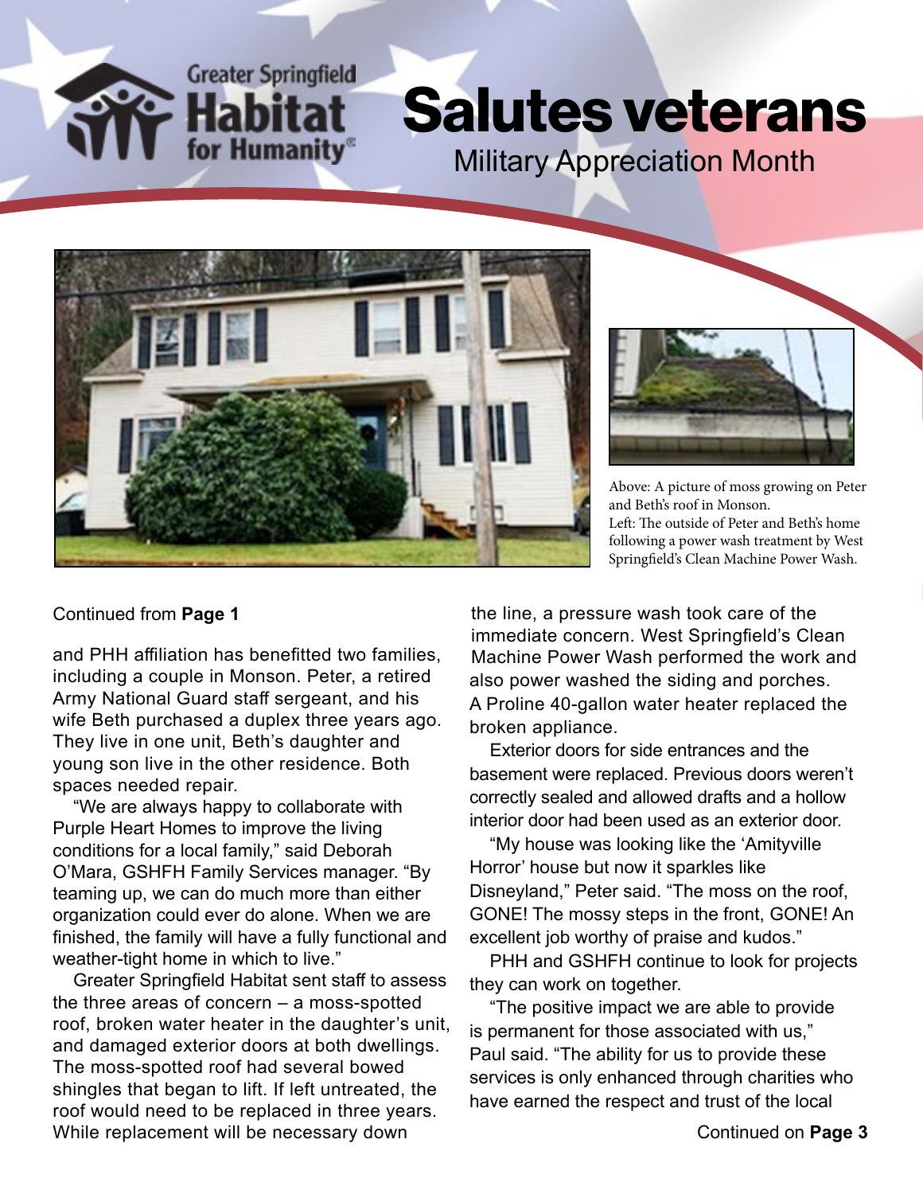Greater Springfield Habitat for Humanity

# Salutes veterans

## Military Appreciation Month

Above: A picture of moss growing on Peter and Beth's roof in Monson.
Left: The outside of Peter and Beth's home following a power wash treatment by West Springfield's Clean Machine Power Wash.

Continued from **Page 1**

and PHH affiliation has benefitted two families, including a couple in Monson. Peter, a retired Army National Guard staff sergeant, and his wife Beth purchased a duplex three years ago. They live in one unit, Beth's daughter and young son live in the other residence. Both spaces needed repair.

"We are always happy to collaborate with Purple Heart Homes to improve the living conditions for a local family," said Deborah O'Mara, GSHFH Family Services manager. "By teaming up, we can do much more than either organization could ever do alone. When we are finished, the family will have a fully functional and weather-tight home in which to live."

Greater Springfield Habitat sent staff to assess the three areas of concern – a moss-spotted roof, broken water heater in the daughter's unit, and damaged exterior doors at both dwellings. The moss-spotted roof had several bowed shingles that began to lift. If left untreated, the roof would need to be replaced in three years. While replacement will be necessary down the line, a pressure wash took care of the immediate concern. West Springfield's Clean Machine Power Wash performed the work and also power washed the siding and porches. A Proline 40-gallon water heater replaced the broken appliance.

Exterior doors for side entrances and the basement were replaced. Previous doors weren't correctly sealed and allowed drafts and a hollow interior door had been used as an exterior door.

"My house was looking like the 'Amityville Horror' house but now it sparkles like Disneyland," Peter said. "The moss on the roof, GONE! The mossy steps in the front, GONE! An excellent job worthy of praise and kudos."

PHH and GSHFH continue to look for projects they can work on together.

"The positive impact we are able to provide is permanent for those associated with us," Paul said. "The ability for us to provide these services is only enhanced through charities who have earned the respect and trust of the local

Continued on **Page 3**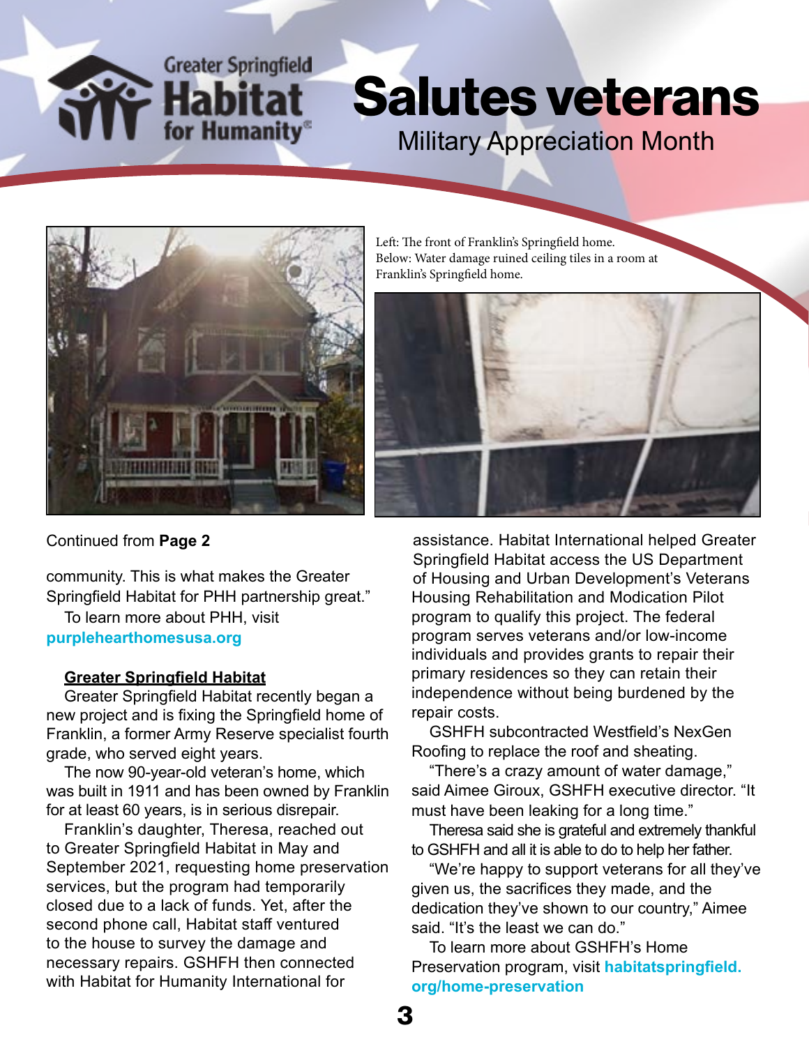Greater Springfield Habitat for Humanity

# Salutes veterans

## Military Appreciation Month

Left: The front of Franklin's Springfield home.
Below: Water damage ruined ceiling tiles in a room at Franklin's Springfield home.

Continued from **Page 2**

community. This is what makes the Greater Springfield Habitat for PHH partnership great."

To learn more about PHH, visit **purplehearthomesusa.org**

### Greater Springfield Habitat

Greater Springfield Habitat recently began a new project and is fixing the Springfield home of Franklin, a former Army Reserve specialist fourth grade, who served eight years.

The now 90-year-old veteran's home, which was built in 1911 and has been owned by Franklin for at least 60 years, is in serious disrepair.

Franklin's daughter, Theresa, reached out to Greater Springfield Habitat in May and September 2021, requesting home preservation services, but the program had temporarily closed due to a lack of funds. Yet, after the second phone call, Habitat staff ventured to the house to survey the damage and necessary repairs. GSHFH then connected with Habitat for Humanity International for assistance. Habitat International helped Greater Springfield Habitat access the US Department of Housing and Urban Development's Veterans Housing Rehabilitation and Modication Pilot program to qualify this project. The federal program serves veterans and/or low-income individuals and provides grants to repair their primary residences so they can retain their independence without being burdened by the repair costs.

GSHFH subcontracted Westfield's NexGen Roofing to replace the roof and sheating.

"There's a crazy amount of water damage," said Aimee Giroux, GSHFH executive director. "It must have been leaking for a long time."

Theresa said she is grateful and extremely thankful to GSHFH and all it is able to do to help her father.

"We're happy to support veterans for all they've given us, the sacrifices they made, and the dedication they've shown to our country," Aimee said. "It's the least we can do."

To learn more about GSHFH's Home Preservation program, visit **habitatspringfield.org/home-preservation**